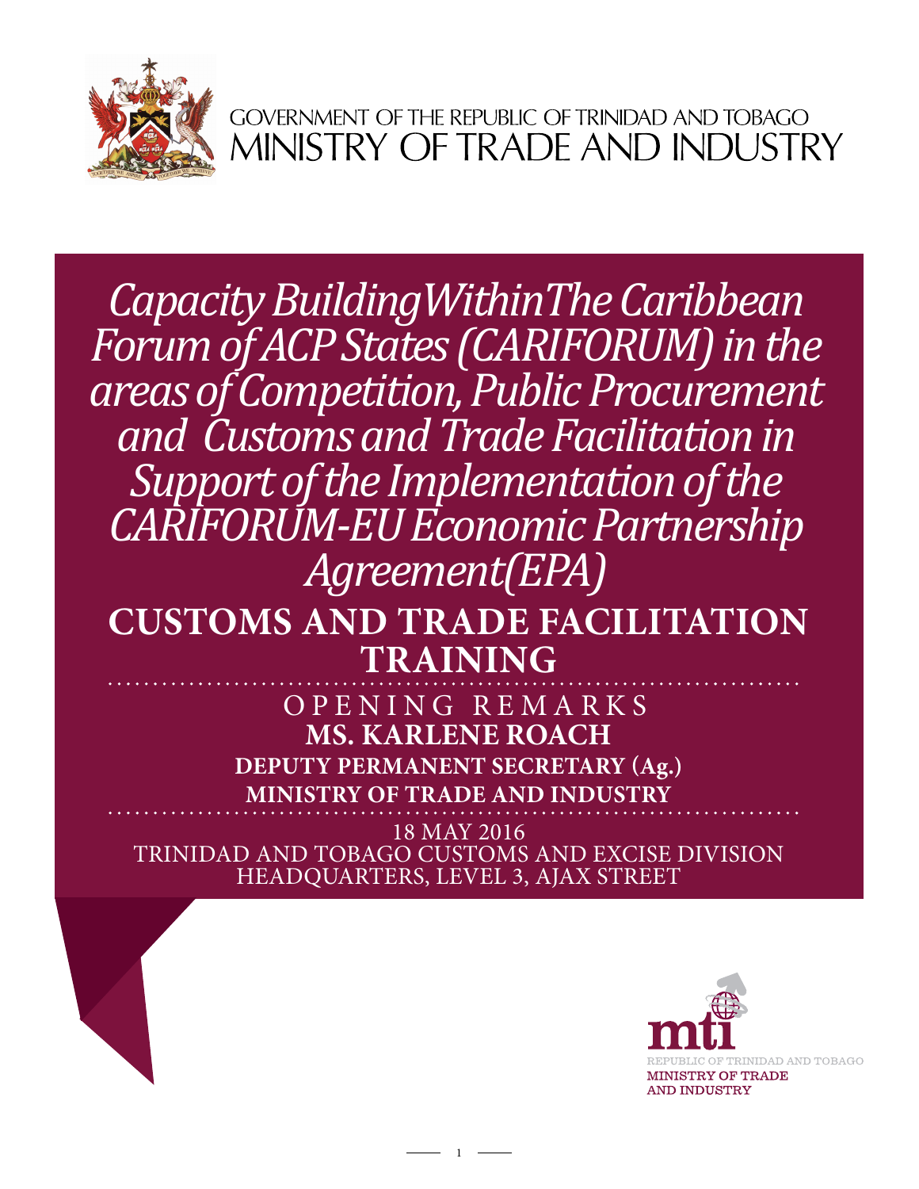GOVERNMENT OF THE REPUBLIC OF TRINIDAD AND TOBAGO
MINISTRY OF TRADE AND INDUSTRY

# *Capacity Building Within The Caribbean Forum of ACP States (CARIFORUM) in the areas of Competition, Public Procurement and Customs and Trade Facilitation in Support of the Implementation of the CARIFORUM-EU Economic Partnership Agreement(EPA)*

## CUSTOMS AND TRADE FACILITATION TRAINING

OPENING REMARKS

**MS. KARLENE ROACH**

**DEPUTY PERMANENT SECRETARY (Ag.)**

**MINISTRY OF TRADE AND INDUSTRY**

18 MAY 2016
TRINIDAD AND TOBAGO CUSTOMS AND EXCISE DIVISION
HEADQUARTERS, LEVEL 3, AJAX STREET

REPUBLIC OF TRINIDAD AND TOBAGO
MINISTRY OF TRADE AND INDUSTRY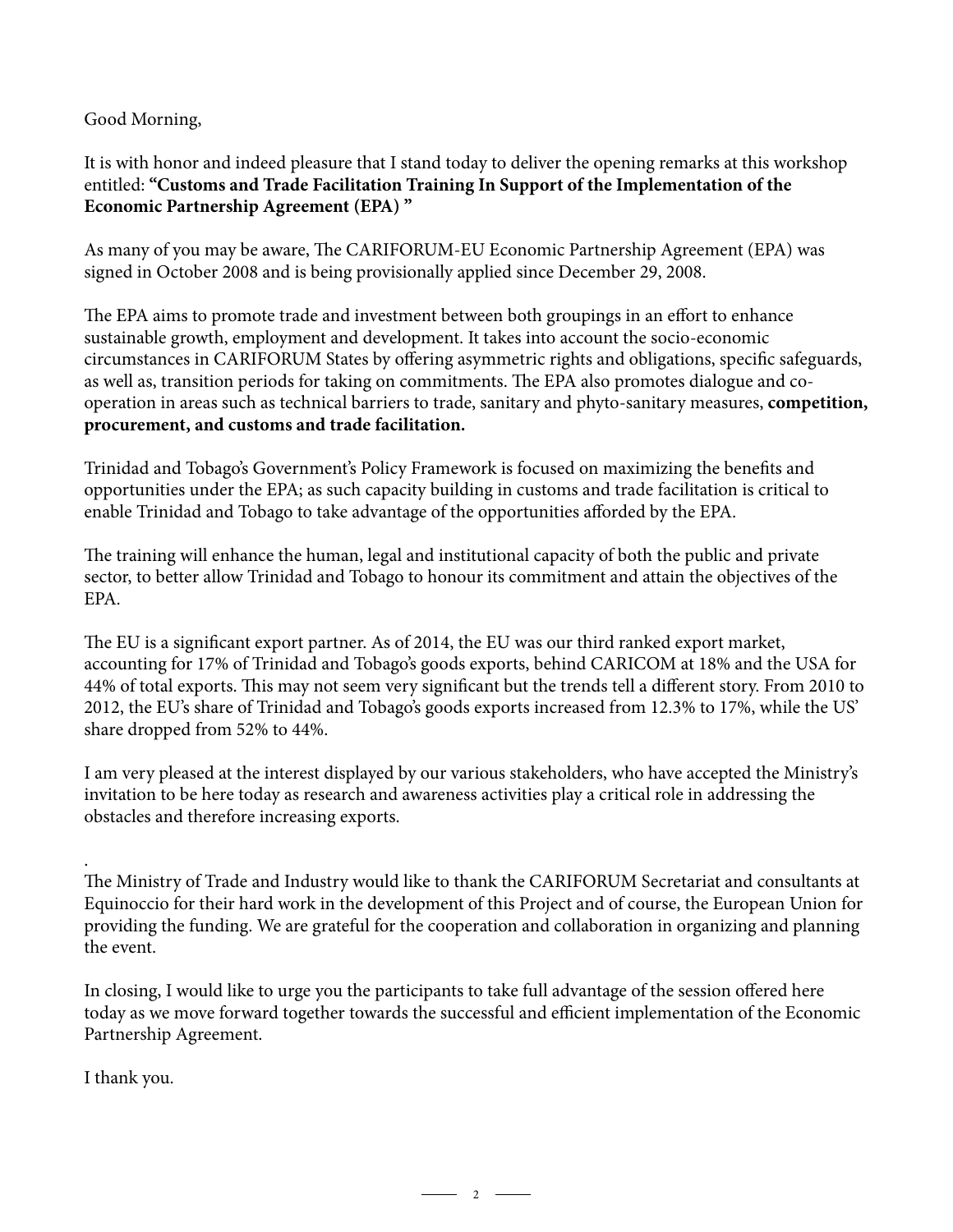Good Morning,

It is with honor and indeed pleasure that I stand today to deliver the opening remarks at this workshop entitled: **"Customs and Trade Facilitation Training In Support of the Implementation of the Economic Partnership Agreement (EPA) "**

As many of you may be aware, The CARIFORUM-EU Economic Partnership Agreement (EPA) was signed in October 2008 and is being provisionally applied since December 29, 2008.

The EPA aims to promote trade and investment between both groupings in an effort to enhance sustainable growth, employment and development. It takes into account the socio-economic circumstances in CARIFORUM States by offering asymmetric rights and obligations, specific safeguards, as well as, transition periods for taking on commitments. The EPA also promotes dialogue and co-operation in areas such as technical barriers to trade, sanitary and phyto-sanitary measures, **competition, procurement, and customs and trade facilitation.**

Trinidad and Tobago's Government's Policy Framework is focused on maximizing the benefits and opportunities under the EPA; as such capacity building in customs and trade facilitation is critical to enable Trinidad and Tobago to take advantage of the opportunities afforded by the EPA.

The training will enhance the human, legal and institutional capacity of both the public and private sector, to better allow Trinidad and Tobago to honour its commitment and attain the objectives of the EPA.

The EU is a significant export partner. As of 2014, the EU was our third ranked export market, accounting for 17% of Trinidad and Tobago's goods exports, behind CARICOM at 18% and the USA for 44% of total exports. This may not seem very significant but the trends tell a different story. From 2010 to 2012, the EU's share of Trinidad and Tobago's goods exports increased from 12.3% to 17%, while the US' share dropped from 52% to 44%.

I am very pleased at the interest displayed by our various stakeholders, who have accepted the Ministry's invitation to be here today as research and awareness activities play a critical role in addressing the obstacles and therefore increasing exports.

.

The Ministry of Trade and Industry would like to thank the CARIFORUM Secretariat and consultants at Equinoccio for their hard work in the development of this Project and of course, the European Union for providing the funding. We are grateful for the cooperation and collaboration in organizing and planning the event.

In closing, I would like to urge you the participants to take full advantage of the session offered here today as we move forward together towards the successful and efficient implementation of the Economic Partnership Agreement.

I thank you.